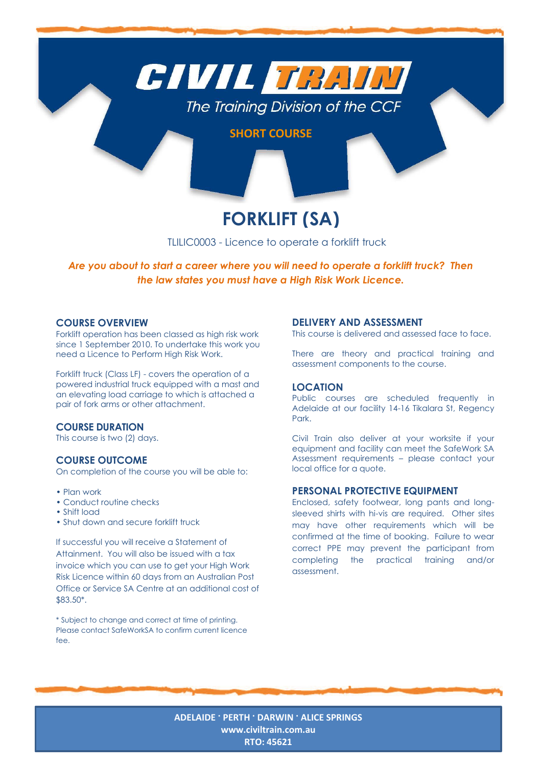# CIVIL TRAIN

The Training Division of the CCF

**SHORT COURSE**

# FORKLIFT (SA)

TLILIC0003 - Licence to operate a forklift truck

***Are you about to start a career where you will need to operate a forklift truck? Then the law states you must have a High Risk Work Licence.***

## COURSE OVERVIEW

Forklift operation has been classed as high risk work since 1 September 2010. To undertake this work you need a Licence to Perform High Risk Work.

Forklift truck (Class LF) - covers the operation of a powered industrial truck equipped with a mast and an elevating load carriage to which is attached a pair of fork arms or other attachment.

## COURSE DURATION

This course is two (2) days.

## COURSE OUTCOME

On completion of the course you will be able to:

- Plan work
- Conduct routine checks
- Shift load
- Shut down and secure forklift truck

If successful you will receive a Statement of Attainment. You will also be issued with a tax invoice which you can use to get your High Work Risk Licence within 60 days from an Australian Post Office or Service SA Centre at an additional cost of $83.50*.

* Subject to change and correct at time of printing. Please contact SafeWorkSA to confirm current licence fee.

## DELIVERY AND ASSESSMENT

This course is delivered and assessed face to face.

There are theory and practical training and assessment components to the course.

## LOCATION

Public courses are scheduled frequently in Adelaide at our facility 14-16 Tikalara St, Regency Park.

Civil Train also deliver at your worksite if your equipment and facility can meet the SafeWork SA Assessment requirements – please contact your local office for a quote.

## PERSONAL PROTECTIVE EQUIPMENT

Enclosed, safety footwear, long pants and long-sleeved shirts with hi-vis are required. Other sites may have other requirements which will be confirmed at the time of booking. Failure to wear correct PPE may prevent the participant from completing the practical training and/or assessment.

**ADELAIDE · PERTH · DARWIN · ALICE SPRINGS**
**www.civiltrain.com.au**
**RTO: 45621**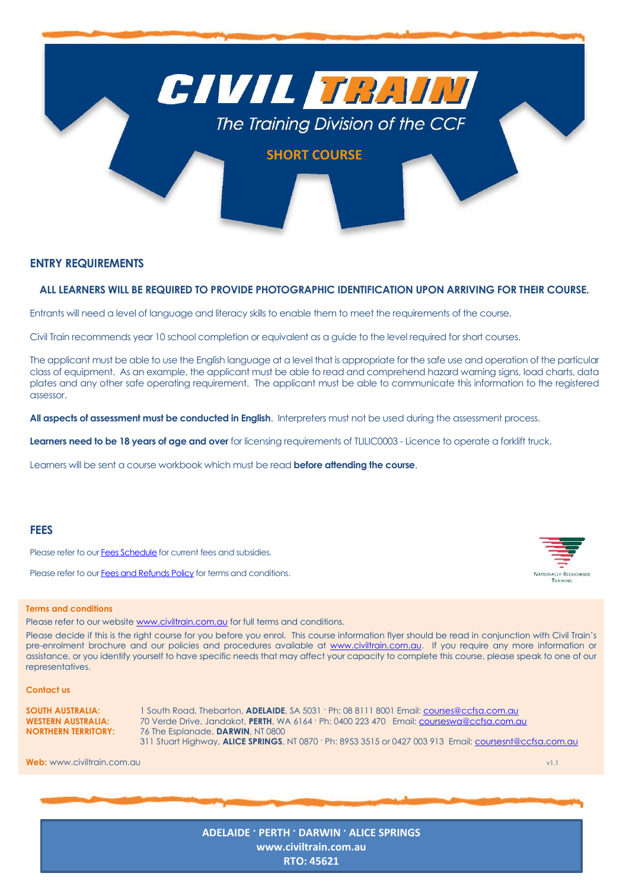# CIVIL TRAIN

*The Training Division of the CCF*

**SHORT COURSE**

## ENTRY REQUIREMENTS

**ALL LEARNERS WILL BE REQUIRED TO PROVIDE PHOTOGRAPHIC IDENTIFICATION UPON ARRIVING FOR THEIR COURSE.**

Entrants will need a level of language and literacy skills to enable them to meet the requirements of the course.

Civil Train recommends year 10 school completion or equivalent as a guide to the level required for short courses.

The applicant must be able to use the English language at a level that is appropriate for the safe use and operation of the particular class of equipment. As an example, the applicant must be able to read and comprehend hazard warning signs, load charts, data plates and any other safe operating requirement. The applicant must be able to communicate this information to the registered assessor.

**All aspects of assessment must be conducted in English**. Interpreters must not be used during the assessment process.

**Learners need to be 18 years of age and over** for licensing requirements of TLILIC0003 - Licence to operate a forklift truck.

Learners will be sent a course workbook which must be read **before attending the course**.

## FEES

Please refer to our Fees Schedule for current fees and subsidies.

Please refer to our Fees and Refunds Policy for terms and conditions.

Nationally Recognised Training

**Terms and conditions**

Please refer to our website www.civiltrain.com.au for full terms and conditions.

Please decide if this is the right course for you before you enrol. This course information flyer should be read in conjunction with Civil Train's pre-enrolment brochure and our policies and procedures available at www.civiltrain.com.au. If you require any more information or assistance, or you identify yourself to have specific needs that may affect your capacity to complete this course, please speak to one of our representatives.

**Contact us**

**SOUTH AUSTRALIA:** 1 South Road, Thebarton, **ADELAIDE**, SA 5031 · Ph: 08 8111 8001 Email: courses@ccfsa.com.au

**WESTERN AUSTRALIA:** 70 Verde Drive, Jandakot, **PERTH**, WA 6164 · Ph: 0400 223 470 Email: courseswa@ccfsa.com.au

**NORTHERN TERRITORY:** 76 The Esplanade, **DARWIN**, NT 0800
311 Stuart Highway, **ALICE SPRINGS**, NT 0870 · Ph: 8953 3515 or 0427 003 913 Email: coursesnt@ccfsa.com.au

**Web:** www.civiltrain.com.au

v1.1

**ADELAIDE · PERTH · DARWIN · ALICE SPRINGS**
**www.civiltrain.com.au**
**RTO: 45621**